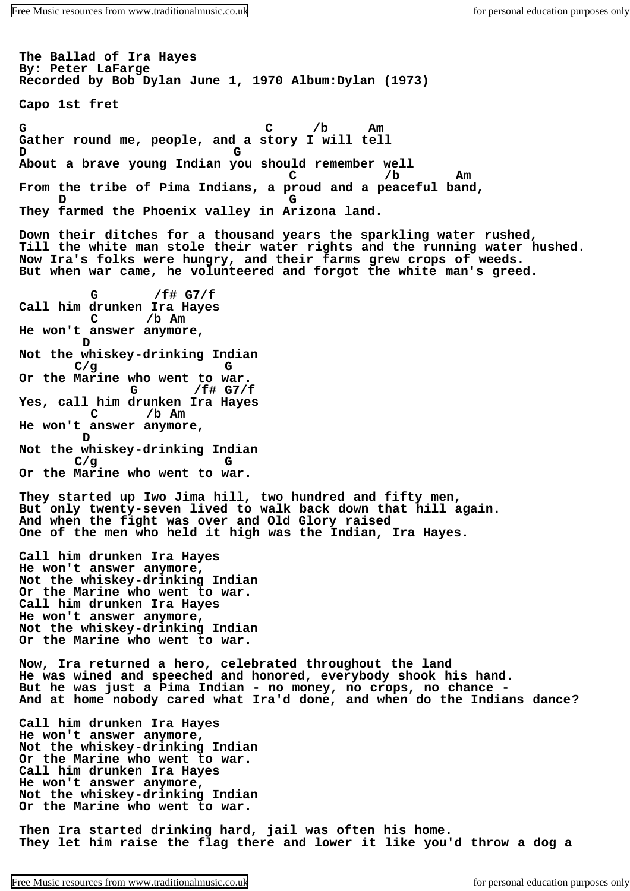```
The Ballad of Ira Hayes
By: Peter LaFarge
Recorded by Bob Dylan June 1, 1970 Album:Dylan (1973)

Capo 1st fret

G                               C      /b      Am
Gather round me, people, and a story I will tell
D                            G
About a brave young Indian you should remember well
                                   C            /b        Am
From the tribe of Pima Indians, a proud and a peaceful band,
     D                             G
They farmed the Phoenix valley in Arizona land.

Down their ditches for a thousand years the sparkling water rushed,
Till the white man stole their water rights and the running water hushed.
Now Ira's folks were hungry, and their farms grew crops of weeds.
But when war came, he volunteered and forgot the white man's greed.

         G        /f# G7/f
Call him drunken Ira Hayes
         C       /b Am
He won't answer anymore,
        D
Not the whiskey-drinking Indian
       C/g              G
Or the Marine who went to war.
              G        /f# G7/f
Yes, call him drunken Ira Hayes
         C       /b Am
He won't answer anymore,
        D
Not the whiskey-drinking Indian
       C/g              G
Or the Marine who went to war.

They started up Iwo Jima hill, two hundred and fifty men,
But only twenty-seven lived to walk back down that hill again.
And when the fight was over and Old Glory raised
One of the men who held it high was the Indian, Ira Hayes.

Call him drunken Ira Hayes
He won't answer anymore,
Not the whiskey-drinking Indian
Or the Marine who went to war.
Call him drunken Ira Hayes
He won't answer anymore,
Not the whiskey-drinking Indian
Or the Marine who went to war.

Now, Ira returned a hero, celebrated throughout the land
He was wined and speeched and honored, everybody shook his hand.
But he was just a Pima Indian - no money, no crops, no chance -
And at home nobody cared what Ira'd done, and when do the Indians dance?

Call him drunken Ira Hayes
He won't answer anymore,
Not the whiskey-drinking Indian
Or the Marine who went to war.
Call him drunken Ira Hayes
He won't answer anymore,
Not the whiskey-drinking Indian
Or the Marine who went to war.

Then Ira started drinking hard, jail was often his home.
They let him raise the flag there and lower it like you'd throw a dog a
```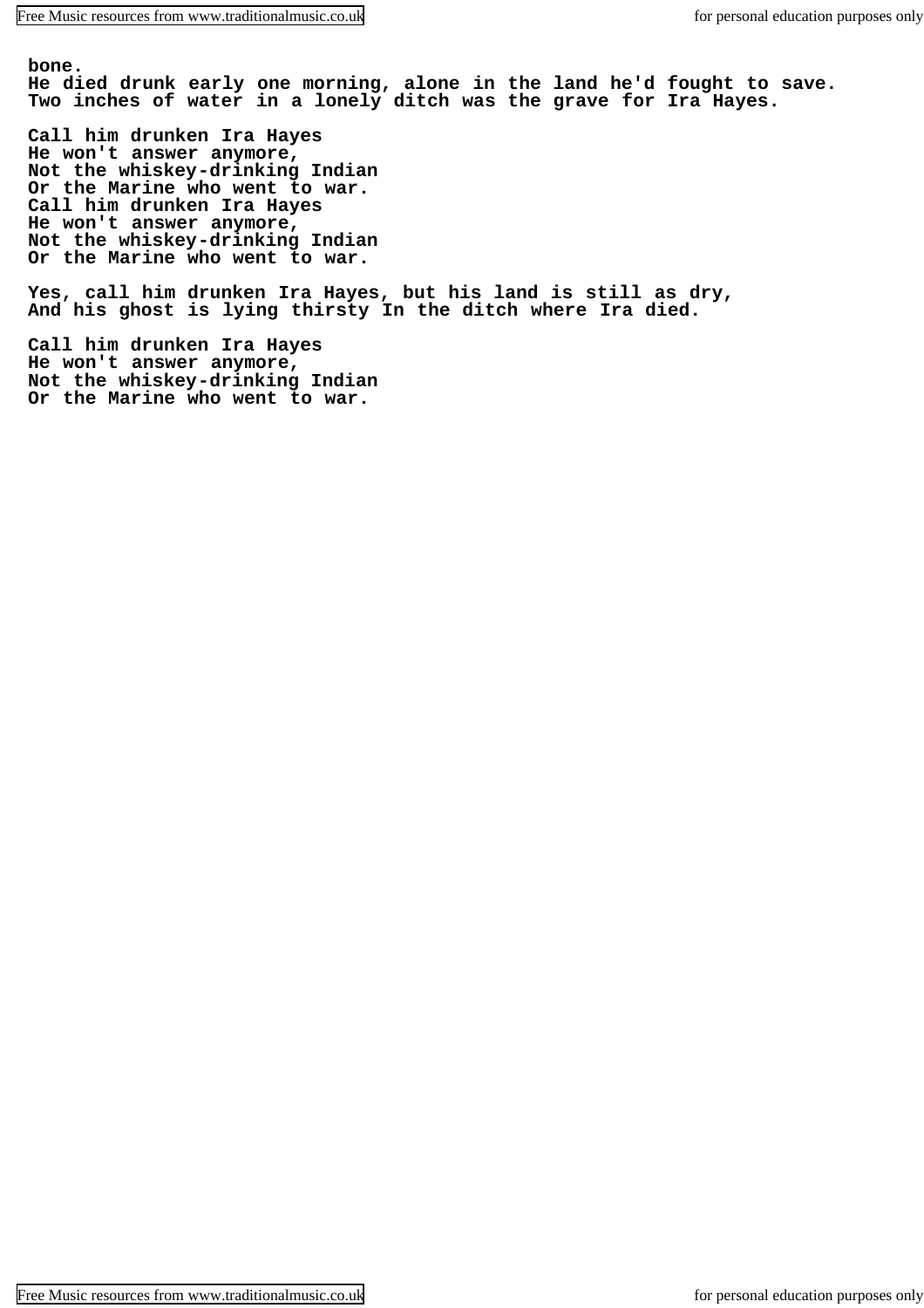**bone.**
**He died drunk early one morning, alone in the land he'd fought to save.**
**Two inches of water in a lonely ditch was the grave for Ira Hayes.**

**Call him drunken Ira Hayes**
**He won't answer anymore,**
**Not the whiskey-drinking Indian**
**Or the Marine who went to war.**
**Call him drunken Ira Hayes**
**He won't answer anymore,**
**Not the whiskey-drinking Indian**
**Or the Marine who went to war.**

**Yes, call him drunken Ira Hayes, but his land is still as dry,**
**And his ghost is lying thirsty In the ditch where Ira died.**

**Call him drunken Ira Hayes**
**He won't answer anymore,**
**Not the whiskey-drinking Indian**
**Or the Marine who went to war.**